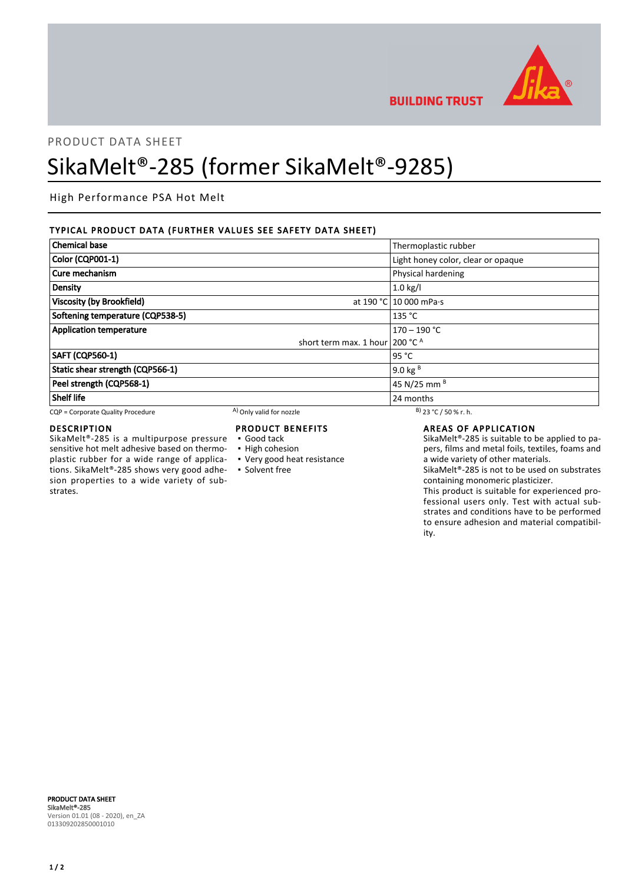PRODUCT DATA SHEET

# SikaMelt®-285 (former SikaMelt®-9285)

High Performance PSA Hot Melt

## TYPICAL PRODUCT DATA (FURTHER VALUES SEE SAFETY DATA SHEET)

| Property | | Value |
|---|---|---|
| **Chemical base** | | Thermoplastic rubber |
| **Color (CQP001-1)** | | Light honey color, clear or opaque |
| **Cure mechanism** | | Physical hardening |
| **Density** | | 1.0 kg/l |
| **Viscosity (by Brookfield)** | at 190 °C | 10 000 mPa·s |
| **Softening temperature (CQP538-5)** | | 135 °C |
| **Application temperature** | | 170 – 190 °C |
| | short term max. 1 hour | 200 °C [A] |
| **SAFT (CQP560-1)** | | 95 °C |
| **Static shear strength (CQP566-1)** | | 9.0 kg [B] |
| **Peel strength (CQP568-1)** | | 45 N/25 mm [B] |
| **Shelf life** | | 24 months |

CQP = Corporate Quality Procedure
[A] Only valid for nozzle
[B] 23 °C / 50 % r. h.

## DESCRIPTION

SikaMelt®-285 is a multipurpose pressure sensitive hot melt adhesive based on thermoplastic rubber for a wide range of applications. SikaMelt®-285 shows very good adhesion properties to a wide variety of substrates.

## PRODUCT BENEFITS

- Good tack
- High cohesion
- Very good heat resistance
- Solvent free

## AREAS OF APPLICATION

SikaMelt®-285 is suitable to be applied to papers, films and metal foils, textiles, foams and a wide variety of other materials.
SikaMelt®-285 is not to be used on substrates containing monomeric plasticizer.
This product is suitable for experienced professional users only. Test with actual substrates and conditions have to be performed to ensure adhesion and material compatibility.

**PRODUCT DATA SHEET**
SikaMelt®-285
Version 01.01 (08 - 2020), en_ZA
013309202850001010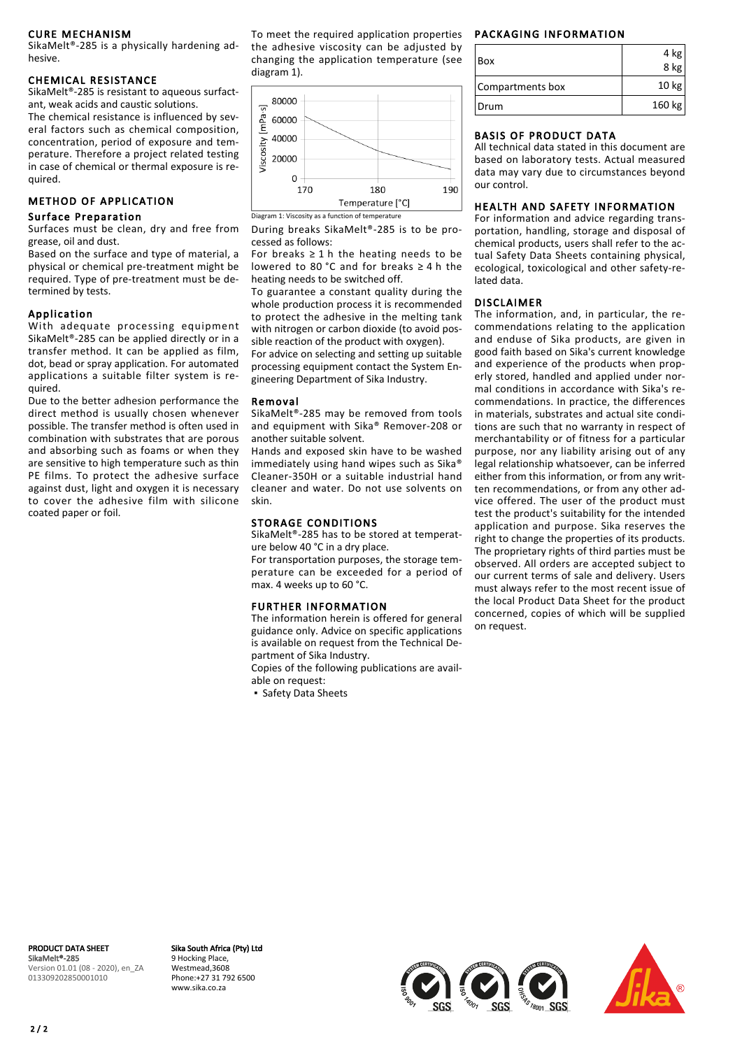## CURE MECHANISM

SikaMelt®-285 is a physically hardening adhesive.

## CHEMICAL RESISTANCE

SikaMelt®-285 is resistant to aqueous surfactant, weak acids and caustic solutions.

The chemical resistance is influenced by several factors such as chemical composition, concentration, period of exposure and temperature. Therefore a project related testing in case of chemical or thermal exposure is required.

## METHOD OF APPLICATION

### Surface Preparation

Surfaces must be clean, dry and free from grease, oil and dust.

Based on the surface and type of material, a physical or chemical pre-treatment might be required. Type of pre-treatment must be determined by tests.

### Application

With adequate processing equipment SikaMelt®-285 can be applied directly or in a transfer method. It can be applied as film, dot, bead or spray application. For automated applications a suitable filter system is required.

Due to the better adhesion performance the direct method is usually chosen whenever possible. The transfer method is often used in combination with substrates that are porous and absorbing such as foams or when they are sensitive to high temperature such as thin PE films. To protect the adhesive surface against dust, light and oxygen it is necessary to cover the adhesive film with silicone coated paper or foil.

To meet the required application properties the adhesive viscosity can be adjusted by changing the application temperature (see diagram 1).

Viscosity [mPa·s]
80000
60000
40000
20000
0
170
180
190
Temperature [°C]

Diagram 1: Viscosity as a function of temperature

During breaks SikaMelt®-285 is to be processed as follows:

For breaks ≥ 1 h the heating needs to be lowered to 80 °C and for breaks ≥ 4 h the heating needs to be switched off.

To guarantee a constant quality during the whole production process it is recommended to protect the adhesive in the melting tank with nitrogen or carbon dioxide (to avoid possible reaction of the product with oxygen).

For advice on selecting and setting up suitable processing equipment contact the System Engineering Department of Sika Industry.

### Removal

SikaMelt®-285 may be removed from tools and equipment with Sika® Remover-208 or another suitable solvent.

Hands and exposed skin have to be washed immediately using hand wipes such as Sika® Cleaner-350H or a suitable industrial hand cleaner and water. Do not use solvents on skin.

## STORAGE CONDITIONS

SikaMelt®-285 has to be stored at temperature below 40 °C in a dry place.

For transportation purposes, the storage temperature can be exceeded for a period of max. 4 weeks up to 60 °C.

## FURTHER INFORMATION

The information herein is offered for general guidance only. Advice on specific applications is available on request from the Technical Department of Sika Industry.

Copies of the following publications are available on request:

- Safety Data Sheets

## PACKAGING INFORMATION

| | |
|---|---|
| Box | 4 kg<br>8 kg |
| Compartments box | 10 kg |
| Drum | 160 kg |

## BASIS OF PRODUCT DATA

All technical data stated in this document are based on laboratory tests. Actual measured data may vary due to circumstances beyond our control.

## HEALTH AND SAFETY INFORMATION

For information and advice regarding transportation, handling, storage and disposal of chemical products, users shall refer to the actual Safety Data Sheets containing physical, ecological, toxicological and other safety-related data.

## DISCLAIMER

The information, and, in particular, the recommendations relating to the application and enduse of Sika products, are given in good faith based on Sika's current knowledge and experience of the products when properly stored, handled and applied under normal conditions in accordance with Sika's recommendations. In practice, the differences in materials, substrates and actual site conditions are such that no warranty in respect of merchantability or of fitness for a particular purpose, nor any liability arising out of any legal relationship whatsoever, can be inferred either from this information, or from any written recommendations, or from any other advice offered. The user of the product must test the product's suitability for the intended application and purpose. Sika reserves the right to change the properties of its products. The proprietary rights of third parties must be observed. All orders are accepted subject to our current terms of sale and delivery. Users must always refer to the most recent issue of the local Product Data Sheet for the product concerned, copies of which will be supplied on request.

**PRODUCT DATA SHEET**
**SikaMelt®-285**
Version 01.01 (08 - 2020), en_ZA
013309202850001010

**Sika South Africa (Pty) Ltd**
9 Hocking Place,
Westmead,3608
Phone:+27 31 792 6500
www.sika.co.za